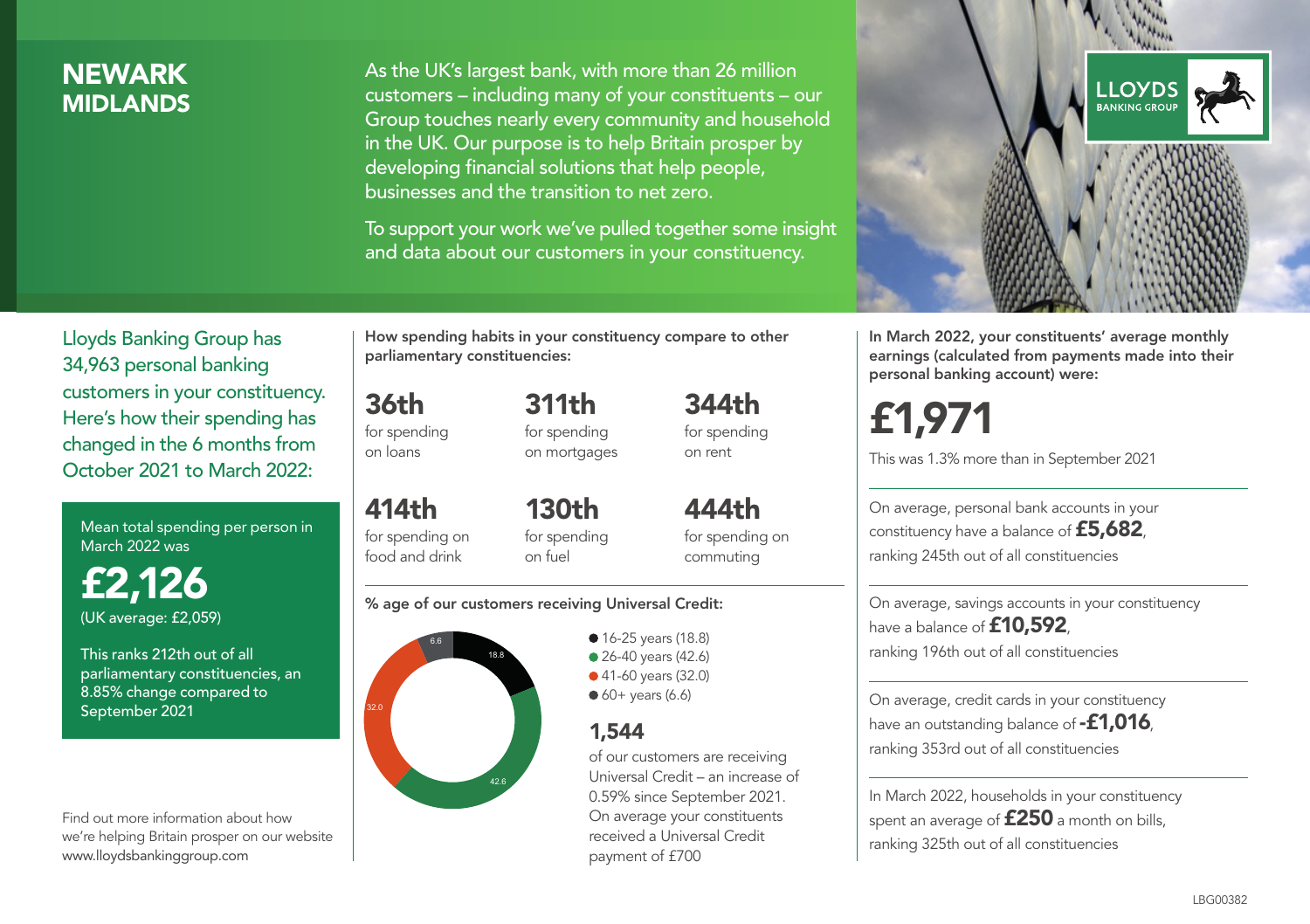# NEWARK
## MIDLANDS

As the UK's largest bank, with more than 26 million customers – including many of your constituents – our Group touches nearly every community and household in the UK. Our purpose is to help Britain prosper by developing financial solutions that help people, businesses and the transition to net zero.

To support your work we've pulled together some insight and data about our customers in your constituency.

LLOYDS BANKING GROUP

Lloyds Banking Group has 34,963 personal banking customers in your constituency. Here's how their spending has changed in the 6 months from October 2021 to March 2022:

Mean total spending per person in March 2022 was

**£2,126**
(UK average: £2,059)

This ranks 212th out of all parliamentary constituencies, an 8.85% change compared to September 2021

Find out more information about how we're helping Britain prosper on our website www.lloydsbankinggroup.com

**How spending habits in your constituency compare to other parliamentary constituencies:**

**36th** for spending on loans

**311th** for spending on mortgages

**344th** for spending on rent

**414th** for spending on food and drink

**130th** for spending on fuel

**444th** for spending on commuting

**% age of our customers receiving Universal Credit:**

- 16-25 years (18.8)
- 26-40 years (42.6)
- 41-60 years (32.0)
- 60+ years (6.6)

**1,544**
of our customers are receiving Universal Credit – an increase of 0.59% since September 2021. On average your constituents received a Universal Credit payment of £700

**In March 2022, your constituents' average monthly earnings (calculated from payments made into their personal banking account) were:**

**£1,971**

This was 1.3% more than in September 2021

On average, personal bank accounts in your constituency have a balance of **£5,682**, ranking 245th out of all constituencies

On average, savings accounts in your constituency have a balance of **£10,592**, ranking 196th out of all constituencies

On average, credit cards in your constituency have an outstanding balance of **-£1,016**, ranking 353rd out of all constituencies

In March 2022, households in your constituency spent an average of **£250** a month on bills, ranking 325th out of all constituencies

LBG00382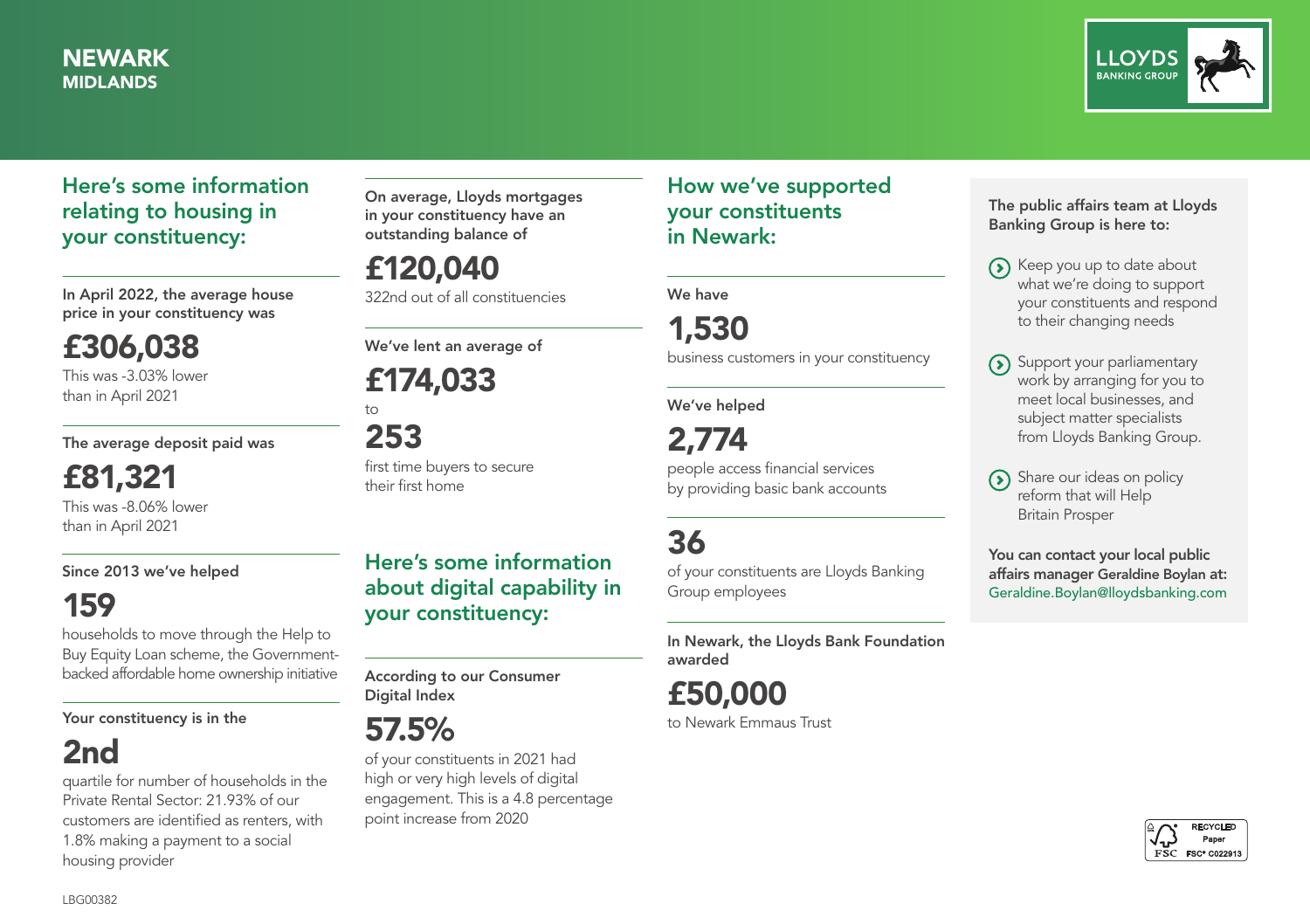# NEWARK
## MIDLANDS

## Here's some information relating to housing in your constituency:

In April 2022, the average house price in your constituency was

**£306,038**

This was -3.03% lower than in April 2021

The average deposit paid was

**£81,321**

This was -8.06% lower than in April 2021

Since 2013 we've helped

**159**

households to move through the Help to Buy Equity Loan scheme, the Government-backed affordable home ownership initiative

Your constituency is in the

**2nd**

quartile for number of households in the Private Rental Sector: 21.93% of our customers are identified as renters, with 1.8% making a payment to a social housing provider

On average, Lloyds mortgages in your constituency have an outstanding balance of

**£120,040**

322nd out of all constituencies

We've lent an average of

**£174,033**

to

**253**

first time buyers to secure their first home

## Here's some information about digital capability in your constituency:

According to our Consumer Digital Index

**57.5%**

of your constituents in 2021 had high or very high levels of digital engagement. This is a 4.8 percentage point increase from 2020

## How we've supported your constituents in Newark:

We have

**1,530**

business customers in your constituency

We've helped

**2,774**

people access financial services by providing basic bank accounts

**36**

of your constituents are Lloyds Banking Group employees

In Newark, the Lloyds Bank Foundation awarded

**£50,000**

to Newark Emmaus Trust

The public affairs team at Lloyds Banking Group is here to:

- Keep you up to date about what we're doing to support your constituents and respond to their changing needs
- Support your parliamentary work by arranging for you to meet local businesses, and subject matter specialists from Lloyds Banking Group.
- Share our ideas on policy reform that will Help Britain Prosper

You can contact your local public affairs manager Geraldine Boylan at:
Geraldine.Boylan@lloydsbanking.com

LBG00382